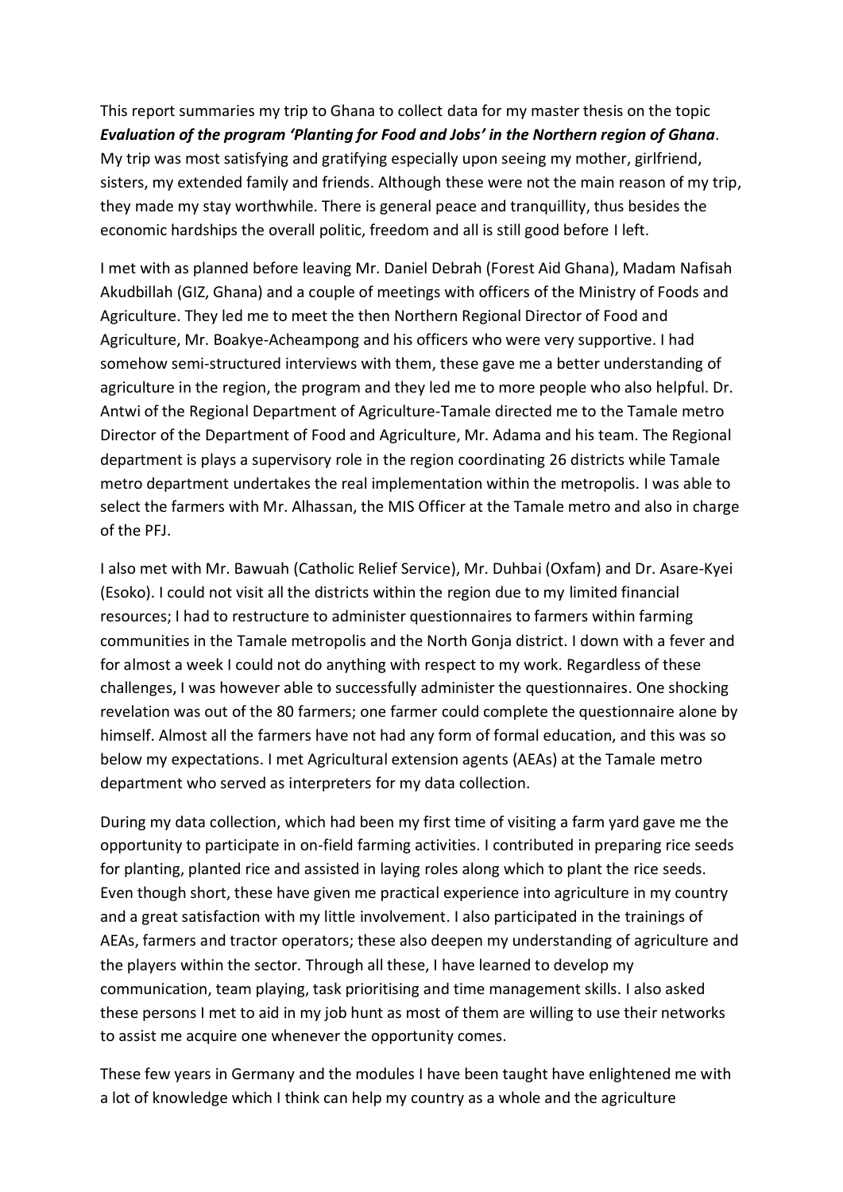This report summaries my trip to Ghana to collect data for my master thesis on the topic ***Evaluation of the program 'Planting for Food and Jobs' in the Northern region of Ghana***. My trip was most satisfying and gratifying especially upon seeing my mother, girlfriend, sisters, my extended family and friends. Although these were not the main reason of my trip, they made my stay worthwhile. There is general peace and tranquillity, thus besides the economic hardships the overall politic, freedom and all is still good before I left.

I met with as planned before leaving Mr. Daniel Debrah (Forest Aid Ghana), Madam Nafisah Akudbillah (GIZ, Ghana) and a couple of meetings with officers of the Ministry of Foods and Agriculture. They led me to meet the then Northern Regional Director of Food and Agriculture, Mr. Boakye-Acheampong and his officers who were very supportive. I had somehow semi-structured interviews with them, these gave me a better understanding of agriculture in the region, the program and they led me to more people who also helpful. Dr. Antwi of the Regional Department of Agriculture-Tamale directed me to the Tamale metro Director of the Department of Food and Agriculture, Mr. Adama and his team. The Regional department is plays a supervisory role in the region coordinating 26 districts while Tamale metro department undertakes the real implementation within the metropolis. I was able to select the farmers with Mr. Alhassan, the MIS Officer at the Tamale metro and also in charge of the PFJ.

I also met with Mr. Bawuah (Catholic Relief Service), Mr. Duhbai (Oxfam) and Dr. Asare-Kyei (Esoko). I could not visit all the districts within the region due to my limited financial resources; I had to restructure to administer questionnaires to farmers within farming communities in the Tamale metropolis and the North Gonja district. I down with a fever and for almost a week I could not do anything with respect to my work. Regardless of these challenges, I was however able to successfully administer the questionnaires. One shocking revelation was out of the 80 farmers; one farmer could complete the questionnaire alone by himself. Almost all the farmers have not had any form of formal education, and this was so below my expectations. I met Agricultural extension agents (AEAs) at the Tamale metro department who served as interpreters for my data collection.

During my data collection, which had been my first time of visiting a farm yard gave me the opportunity to participate in on-field farming activities. I contributed in preparing rice seeds for planting, planted rice and assisted in laying roles along which to plant the rice seeds. Even though short, these have given me practical experience into agriculture in my country and a great satisfaction with my little involvement. I also participated in the trainings of AEAs, farmers and tractor operators; these also deepen my understanding of agriculture and the players within the sector. Through all these, I have learned to develop my communication, team playing, task prioritising and time management skills. I also asked these persons I met to aid in my job hunt as most of them are willing to use their networks to assist me acquire one whenever the opportunity comes.

These few years in Germany and the modules I have been taught have enlightened me with a lot of knowledge which I think can help my country as a whole and the agriculture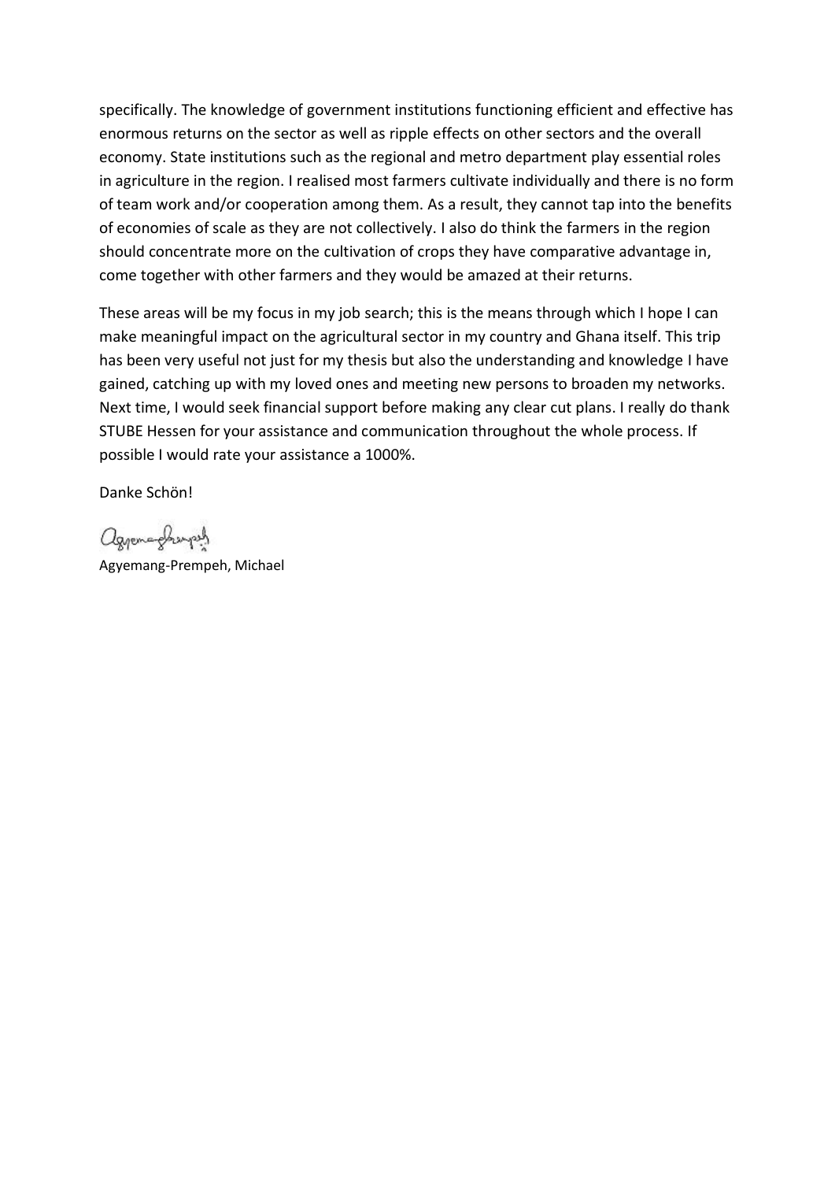specifically. The knowledge of government institutions functioning efficient and effective has enormous returns on the sector as well as ripple effects on other sectors and the overall economy. State institutions such as the regional and metro department play essential roles in agriculture in the region. I realised most farmers cultivate individually and there is no form of team work and/or cooperation among them. As a result, they cannot tap into the benefits of economies of scale as they are not collectively. I also do think the farmers in the region should concentrate more on the cultivation of crops they have comparative advantage in, come together with other farmers and they would be amazed at their returns.

These areas will be my focus in my job search; this is the means through which I hope I can make meaningful impact on the agricultural sector in my country and Ghana itself. This trip has been very useful not just for my thesis but also the understanding and knowledge I have gained, catching up with my loved ones and meeting new persons to broaden my networks. Next time, I would seek financial support before making any clear cut plans. I really do thank STUBE Hessen for your assistance and communication throughout the whole process. If possible I would rate your assistance a 1000%.

Danke Schön!

Agyemang-Prempeh, Michael